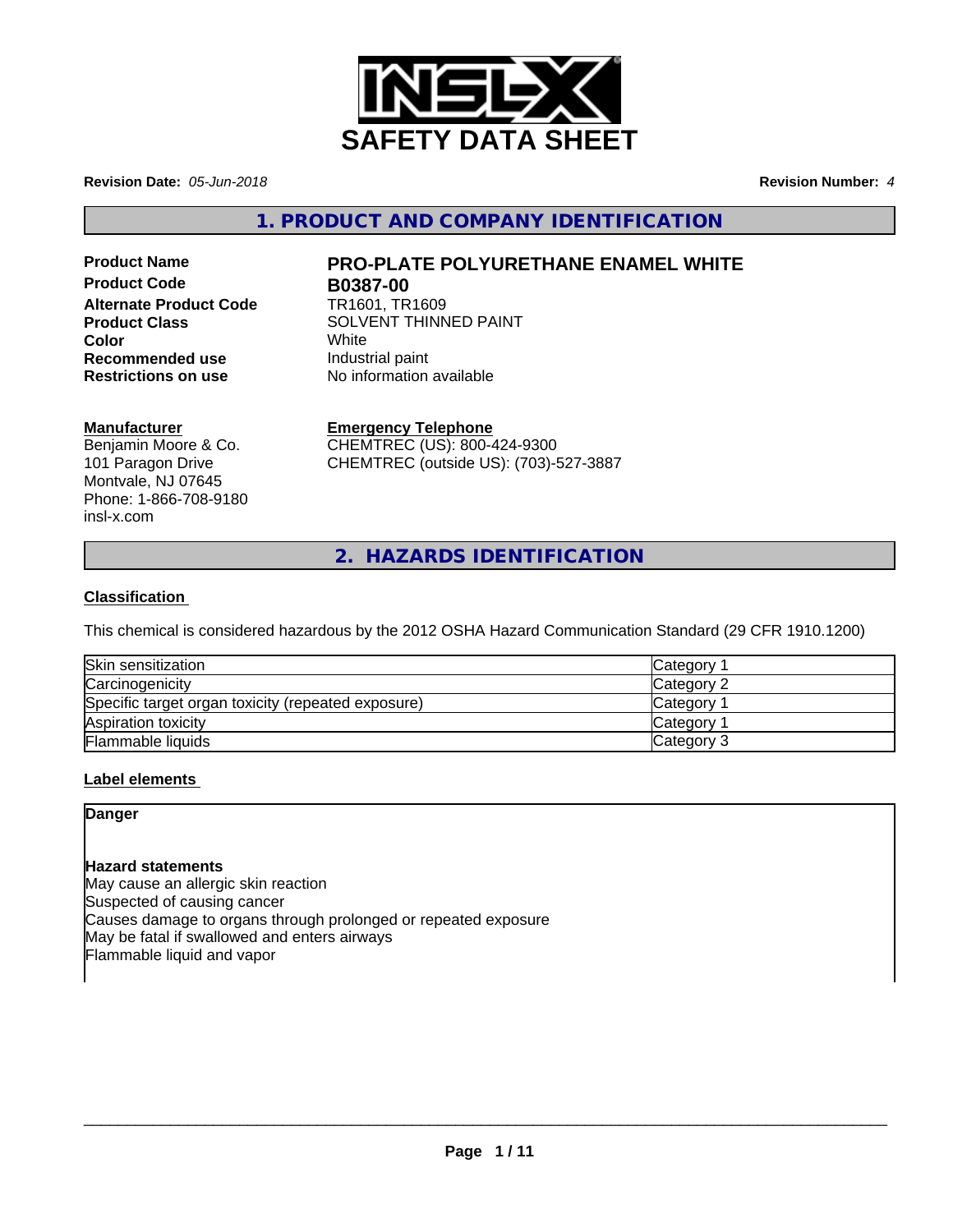# SAFETY DATA SHEET

**Revision Date:** *05-Jun-2018*

**Revision Number:** *4*

## 1. PRODUCT AND COMPANY IDENTIFICATION

| | |
|---|---|
| **Product Name** | **PRO-PLATE POLYURETHANE ENAMEL WHITE** |
| **Product Code** | **B0387-00** |
| **Alternate Product Code** | TR1601, TR1609 |
| **Product Class** | SOLVENT THINNED PAINT |
| **Color** | White |
| **Recommended use** | Industrial paint |
| **Restrictions on use** | No information available |

**Manufacturer**
Benjamin Moore & Co.
101 Paragon Drive
Montvale, NJ 07645
Phone: 1-866-708-9180
insl-x.com

**Emergency Telephone**
CHEMTREC (US): 800-424-9300
CHEMTREC (outside US): (703)-527-3887

## 2. HAZARDS IDENTIFICATION

**Classification**

This chemical is considered hazardous by the 2012 OSHA Hazard Communication Standard (29 CFR 1910.1200)

| | |
|---|---|
| Skin sensitization | Category 1 |
| Carcinogenicity | Category 2 |
| Specific target organ toxicity (repeated exposure) | Category 1 |
| Aspiration toxicity | Category 1 |
| Flammable liquids | Category 3 |

**Label elements**

**Danger**

**Hazard statements**
May cause an allergic skin reaction
Suspected of causing cancer
Causes damage to organs through prolonged or repeated exposure
May be fatal if swallowed and enters airways
Flammable liquid and vapor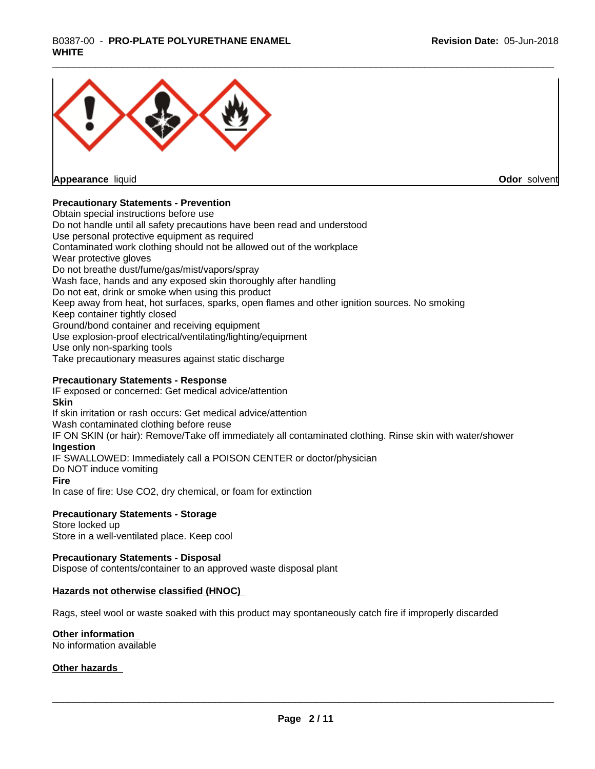| Appearance liquid | Odor solvent |
| --- | --- |

**Precautionary Statements - Prevention**

Obtain special instructions before use
Do not handle until all safety precautions have been read and understood
Use personal protective equipment as required
Contaminated work clothing should not be allowed out of the workplace
Wear protective gloves
Do not breathe dust/fume/gas/mist/vapors/spray
Wash face, hands and any exposed skin thoroughly after handling
Do not eat, drink or smoke when using this product
Keep away from heat, hot surfaces, sparks, open flames and other ignition sources. No smoking
Keep container tightly closed
Ground/bond container and receiving equipment
Use explosion-proof electrical/ventilating/lighting/equipment
Use only non-sparking tools
Take precautionary measures against static discharge

**Precautionary Statements - Response**

IF exposed or concerned: Get medical advice/attention

**Skin**

If skin irritation or rash occurs: Get medical advice/attention
Wash contaminated clothing before reuse
IF ON SKIN (or hair): Remove/Take off immediately all contaminated clothing. Rinse skin with water/shower

**Ingestion**

IF SWALLOWED: Immediately call a POISON CENTER or doctor/physician
Do NOT induce vomiting

**Fire**

In case of fire: Use CO2, dry chemical, or foam for extinction

**Precautionary Statements - Storage**

Store locked up
Store in a well-ventilated place. Keep cool

**Precautionary Statements - Disposal**

Dispose of contents/container to an approved waste disposal plant

**Hazards not otherwise classified (HNOC)**

Rags, steel wool or waste soaked with this product may spontaneously catch fire if improperly discarded

**Other information**

No information available

**Other hazards**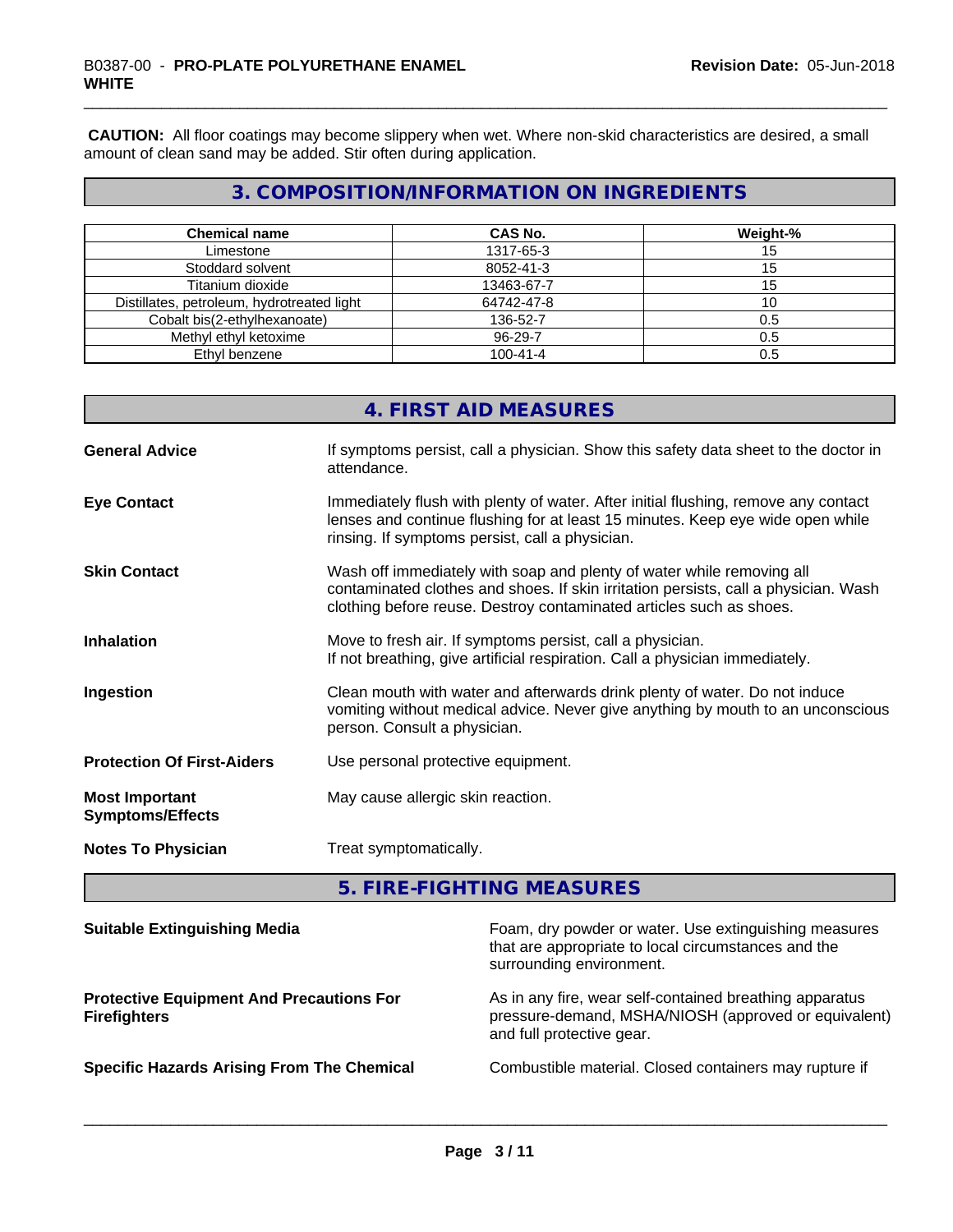**CAUTION:** All floor coatings may become slippery when wet. Where non-skid characteristics are desired, a small amount of clean sand may be added. Stir often during application.

## 3. COMPOSITION/INFORMATION ON INGREDIENTS

| Chemical name | CAS No. | Weight-% |
|---|---|---|
| Limestone | 1317-65-3 | 15 |
| Stoddard solvent | 8052-41-3 | 15 |
| Titanium dioxide | 13463-67-7 | 15 |
| Distillates, petroleum, hydrotreated light | 64742-47-8 | 10 |
| Cobalt bis(2-ethylhexanoate) | 136-52-7 | 0.5 |
| Methyl ethyl ketoxime | 96-29-7 | 0.5 |
| Ethyl benzene | 100-41-4 | 0.5 |

## 4. FIRST AID MEASURES

**General Advice**
If symptoms persist, call a physician. Show this safety data sheet to the doctor in attendance.

**Eye Contact**
Immediately flush with plenty of water. After initial flushing, remove any contact lenses and continue flushing for at least 15 minutes. Keep eye wide open while rinsing. If symptoms persist, call a physician.

**Skin Contact**
Wash off immediately with soap and plenty of water while removing all contaminated clothes and shoes. If skin irritation persists, call a physician. Wash clothing before reuse. Destroy contaminated articles such as shoes.

**Inhalation**
Move to fresh air. If symptoms persist, call a physician.
If not breathing, give artificial respiration. Call a physician immediately.

**Ingestion**
Clean mouth with water and afterwards drink plenty of water. Do not induce vomiting without medical advice. Never give anything by mouth to an unconscious person. Consult a physician.

**Protection Of First-Aiders**
Use personal protective equipment.

**Most Important Symptoms/Effects**
May cause allergic skin reaction.

**Notes To Physician**
Treat symptomatically.

## 5. FIRE-FIGHTING MEASURES

**Suitable Extinguishing Media**
Foam, dry powder or water. Use extinguishing measures that are appropriate to local circumstances and the surrounding environment.

**Protective Equipment And Precautions For Firefighters**
As in any fire, wear self-contained breathing apparatus pressure-demand, MSHA/NIOSH (approved or equivalent) and full protective gear.

**Specific Hazards Arising From The Chemical**
Combustible material. Closed containers may rupture if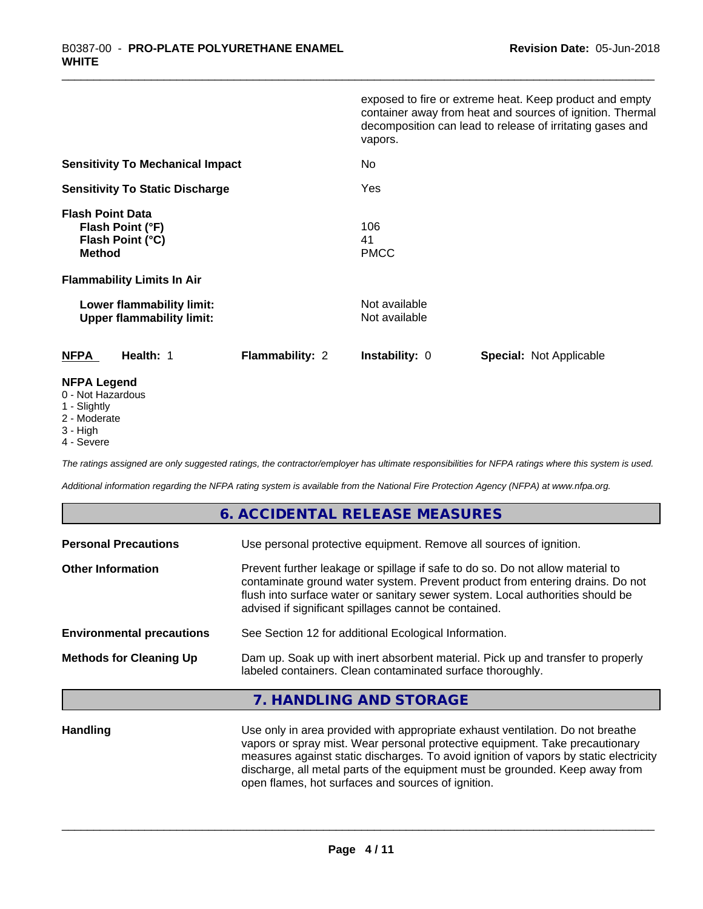exposed to fire or extreme heat. Keep product and empty container away from heat and sources of ignition. Thermal decomposition can lead to release of irritating gases and vapors.

**Sensitivity To Mechanical Impact** No

**Sensitivity To Static Discharge** Yes

**Flash Point Data**
**Flash Point (°F)** 106
**Flash Point (°C)** 41
**Method** PMCC

**Flammability Limits In Air**

**Lower flammability limit:** Not available
**Upper flammability limit:** Not available

| NFPA | Health: 1 | Flammability: 2 | Instability: 0 | Special: Not Applicable |
|---|---|---|---|---|

**NFPA Legend**
0 - Not Hazardous
1 - Slightly
2 - Moderate
3 - High
4 - Severe

*The ratings assigned are only suggested ratings, the contractor/employer has ultimate responsibilities for NFPA ratings where this system is used.*

*Additional information regarding the NFPA rating system is available from the National Fire Protection Agency (NFPA) at www.nfpa.org.*

## 6. ACCIDENTAL RELEASE MEASURES

**Personal Precautions** Use personal protective equipment. Remove all sources of ignition.

**Other Information** Prevent further leakage or spillage if safe to do so. Do not allow material to contaminate ground water system. Prevent product from entering drains. Do not flush into surface water or sanitary sewer system. Local authorities should be advised if significant spillages cannot be contained.

**Environmental precautions** See Section 12 for additional Ecological Information.

**Methods for Cleaning Up** Dam up. Soak up with inert absorbent material. Pick up and transfer to properly labeled containers. Clean contaminated surface thoroughly.

## 7. HANDLING AND STORAGE

**Handling** Use only in area provided with appropriate exhaust ventilation. Do not breathe vapors or spray mist. Wear personal protective equipment. Take precautionary measures against static discharges. To avoid ignition of vapors by static electricity discharge, all metal parts of the equipment must be grounded. Keep away from open flames, hot surfaces and sources of ignition.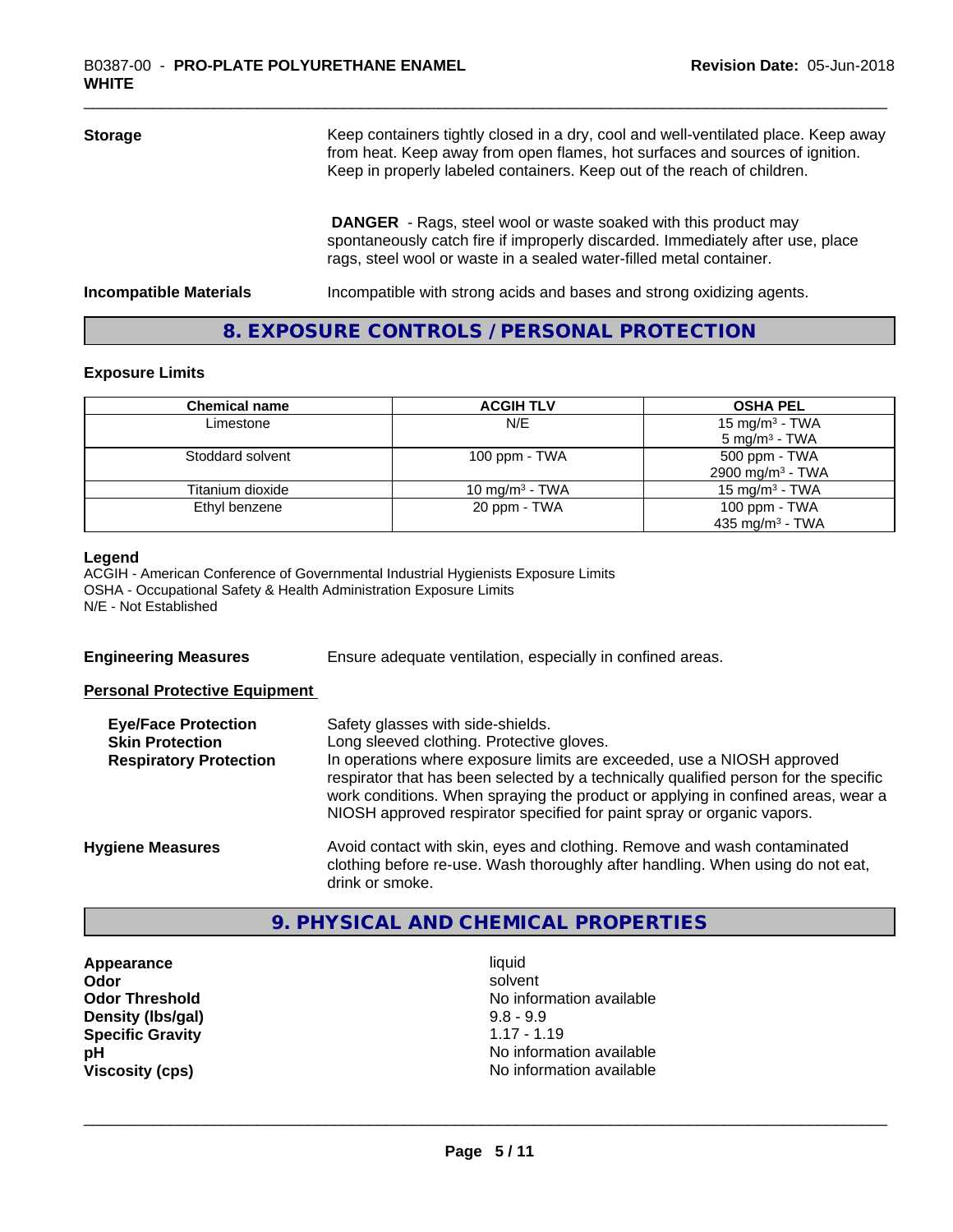**Storage**

Keep containers tightly closed in a dry, cool and well-ventilated place. Keep away from heat. Keep away from open flames, hot surfaces and sources of ignition. Keep in properly labeled containers. Keep out of the reach of children.

**DANGER** - Rags, steel wool or waste soaked with this product may spontaneously catch fire if improperly discarded. Immediately after use, place rags, steel wool or waste in a sealed water-filled metal container.

**Incompatible Materials**

Incompatible with strong acids and bases and strong oxidizing agents.

## 8. EXPOSURE CONTROLS / PERSONAL PROTECTION

### Exposure Limits

| Chemical name | ACGIH TLV | OSHA PEL |
|---|---|---|
| Limestone | N/E | 15 $mg/m^3$ - TWA<br>5 $mg/m^3$ - TWA |
| Stoddard solvent | 100 ppm - TWA | 500 ppm - TWA<br>2900 $mg/m^3$ - TWA |
| Titanium dioxide | 10 $mg/m^3$ - TWA | 15 $mg/m^3$ - TWA |
| Ethyl benzene | 20 ppm - TWA | 100 ppm - TWA<br>435 $mg/m^3$ - TWA |

**Legend**
ACGIH - American Conference of Governmental Industrial Hygienists Exposure Limits
OSHA - Occupational Safety & Health Administration Exposure Limits
N/E - Not Established

**Engineering Measures**

Ensure adequate ventilation, especially in confined areas.

**Personal Protective Equipment**

**Eye/Face Protection**
Safety glasses with side-shields.

**Skin Protection**
Long sleeved clothing. Protective gloves.

**Respiratory Protection**
In operations where exposure limits are exceeded, use a NIOSH approved respirator that has been selected by a technically qualified person for the specific work conditions. When spraying the product or applying in confined areas, wear a NIOSH approved respirator specified for paint spray or organic vapors.

**Hygiene Measures**

Avoid contact with skin, eyes and clothing. Remove and wash contaminated clothing before re-use. Wash thoroughly after handling. When using do not eat, drink or smoke.

## 9. PHYSICAL AND CHEMICAL PROPERTIES

| | |
|---|---|
| **Appearance** | liquid |
| **Odor** | solvent |
| **Odor Threshold** | No information available |
| **Density (lbs/gal)** | 9.8 - 9.9 |
| **Specific Gravity** | 1.17 - 1.19 |
| **pH** | No information available |
| **Viscosity (cps)** | No information available |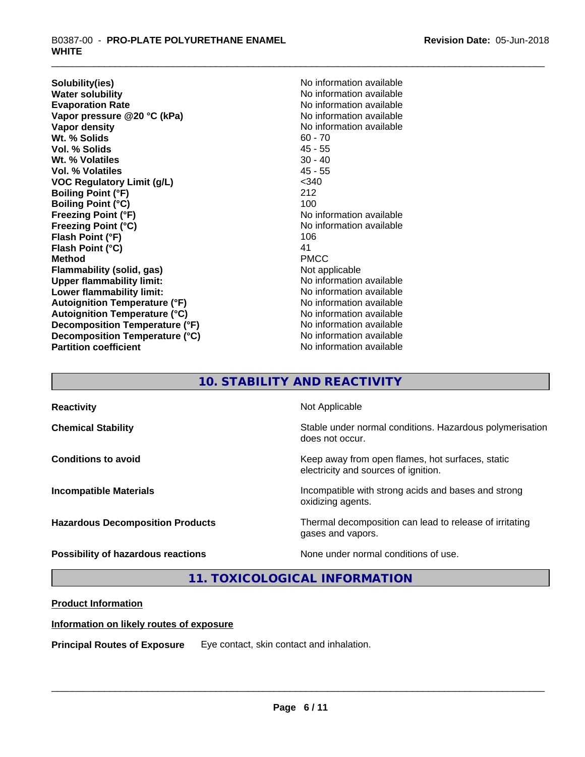| | |
|---|---|
| **Solubility(ies)** | No information available |
| **Water solubility** | No information available |
| **Evaporation Rate** | No information available |
| **Vapor pressure @20 °C (kPa)** | No information available |
| **Vapor density** | No information available |
| **Wt. % Solids** | 60 - 70 |
| **Vol. % Solids** | 45 - 55 |
| **Wt. % Volatiles** | 30 - 40 |
| **Vol. % Volatiles** | 45 - 55 |
| **VOC Regulatory Limit (g/L)** | <340 |
| **Boiling Point (°F)** | 212 |
| **Boiling Point (°C)** | 100 |
| **Freezing Point (°F)** | No information available |
| **Freezing Point (°C)** | No information available |
| **Flash Point (°F)** | 106 |
| **Flash Point (°C)** | 41 |
| **Method** | PMCC |
| **Flammability (solid, gas)** | Not applicable |
| **Upper flammability limit:** | No information available |
| **Lower flammability limit:** | No information available |
| **Autoignition Temperature (°F)** | No information available |
| **Autoignition Temperature (°C)** | No information available |
| **Decomposition Temperature (°F)** | No information available |
| **Decomposition Temperature (°C)** | No information available |
| **Partition coefficient** | No information available |

## 10. STABILITY AND REACTIVITY

| | |
|---|---|
| **Reactivity** | Not Applicable |
| **Chemical Stability** | Stable under normal conditions. Hazardous polymerisation does not occur. |
| **Conditions to avoid** | Keep away from open flames, hot surfaces, static electricity and sources of ignition. |
| **Incompatible Materials** | Incompatible with strong acids and bases and strong oxidizing agents. |
| **Hazardous Decomposition Products** | Thermal decomposition can lead to release of irritating gases and vapors. |
| **Possibility of hazardous reactions** | None under normal conditions of use. |

## 11. TOXICOLOGICAL INFORMATION

**Product Information**

**Information on likely routes of exposure**

**Principal Routes of Exposure** Eye contact, skin contact and inhalation.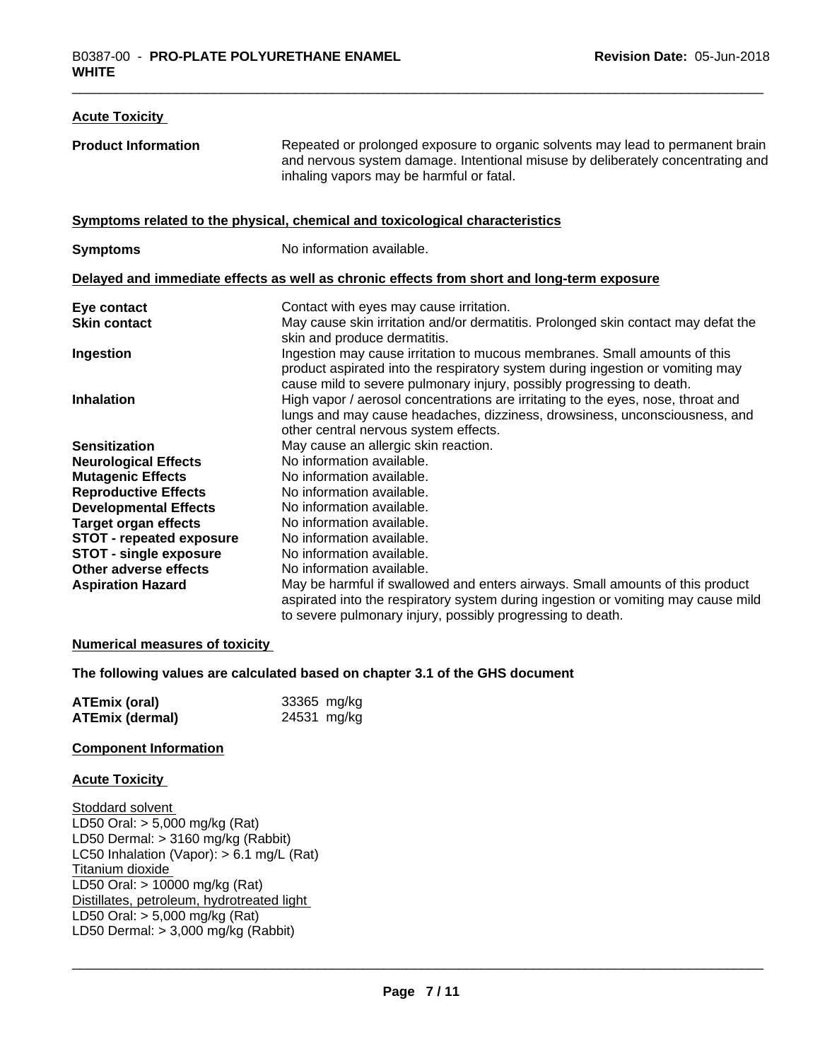### Acute Toxicity

**Product Information** Repeated or prolonged exposure to organic solvents may lead to permanent brain and nervous system damage. Intentional misuse by deliberately concentrating and inhaling vapors may be harmful or fatal.

### Symptoms related to the physical, chemical and toxicological characteristics

**Symptoms** No information available.

### Delayed and immediate effects as well as chronic effects from short and long-term exposure

| | |
|---|---|
| **Eye contact** | Contact with eyes may cause irritation. |
| **Skin contact** | May cause skin irritation and/or dermatitis. Prolonged skin contact may defat the skin and produce dermatitis. |
| **Ingestion** | Ingestion may cause irritation to mucous membranes. Small amounts of this product aspirated into the respiratory system during ingestion or vomiting may cause mild to severe pulmonary injury, possibly progressing to death. |
| **Inhalation** | High vapor / aerosol concentrations are irritating to the eyes, nose, throat and lungs and may cause headaches, dizziness, drowsiness, unconsciousness, and other central nervous system effects. |
| **Sensitization** | May cause an allergic skin reaction. |
| **Neurological Effects** | No information available. |
| **Mutagenic Effects** | No information available. |
| **Reproductive Effects** | No information available. |
| **Developmental Effects** | No information available. |
| **Target organ effects** | No information available. |
| **STOT - repeated exposure** | No information available. |
| **STOT - single exposure** | No information available. |
| **Other adverse effects** | No information available. |
| **Aspiration Hazard** | May be harmful if swallowed and enters airways. Small amounts of this product aspirated into the respiratory system during ingestion or vomiting may cause mild to severe pulmonary injury, possibly progressing to death. |

### Numerical measures of toxicity

**The following values are calculated based on chapter 3.1 of the GHS document**

| | |
|---|---|
| **ATEmix (oral)** | 33365 mg/kg |
| **ATEmix (dermal)** | 24531 mg/kg |

### Component Information

### Acute Toxicity

Stoddard solvent
LD50 Oral: > 5,000 mg/kg (Rat)
LD50 Dermal: > 3160 mg/kg (Rabbit)
LC50 Inhalation (Vapor): > 6.1 mg/L (Rat)
Titanium dioxide
LD50 Oral: > 10000 mg/kg (Rat)
Distillates, petroleum, hydrotreated light
LD50 Oral: > 5,000 mg/kg (Rat)
LD50 Dermal: > 3,000 mg/kg (Rabbit)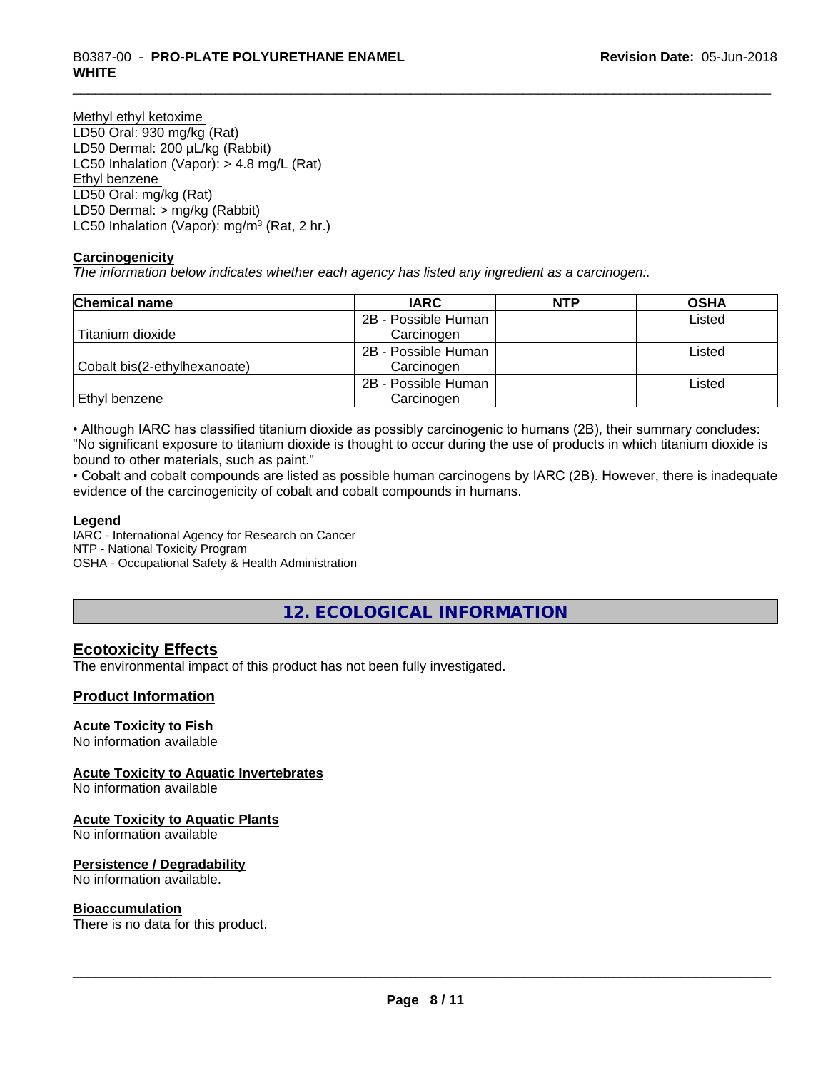Methyl ethyl ketoxime
LD50 Oral: 930 mg/kg (Rat)
LD50 Dermal: 200 µL/kg (Rabbit)
LC50 Inhalation (Vapor): > 4.8 mg/L (Rat)
Ethyl benzene
LD50 Oral: mg/kg (Rat)
LD50 Dermal: > mg/kg (Rabbit)
LC50 Inhalation (Vapor): mg/m³ (Rat, 2 hr.)

**Carcinogenicity**

*The information below indicates whether each agency has listed any ingredient as a carcinogen:.*

| Chemical name | IARC | NTP | OSHA |
|---|---|---|---|
| Titanium dioxide | 2B - Possible Human Carcinogen | | Listed |
| Cobalt bis(2-ethylhexanoate) | 2B - Possible Human Carcinogen | | Listed |
| Ethyl benzene | 2B - Possible Human Carcinogen | | Listed |

• Although IARC has classified titanium dioxide as possibly carcinogenic to humans (2B), their summary concludes: "No significant exposure to titanium dioxide is thought to occur during the use of products in which titanium dioxide is bound to other materials, such as paint."

• Cobalt and cobalt compounds are listed as possible human carcinogens by IARC (2B). However, there is inadequate evidence of the carcinogenicity of cobalt and cobalt compounds in humans.

**Legend**

IARC - International Agency for Research on Cancer
NTP - National Toxicity Program
OSHA - Occupational Safety & Health Administration

## 12. ECOLOGICAL INFORMATION

### Ecotoxicity Effects

The environmental impact of this product has not been fully investigated.

### Product Information

**Acute Toxicity to Fish**
No information available

**Acute Toxicity to Aquatic Invertebrates**
No information available

**Acute Toxicity to Aquatic Plants**
No information available

**Persistence / Degradability**
No information available.

**Bioaccumulation**
There is no data for this product.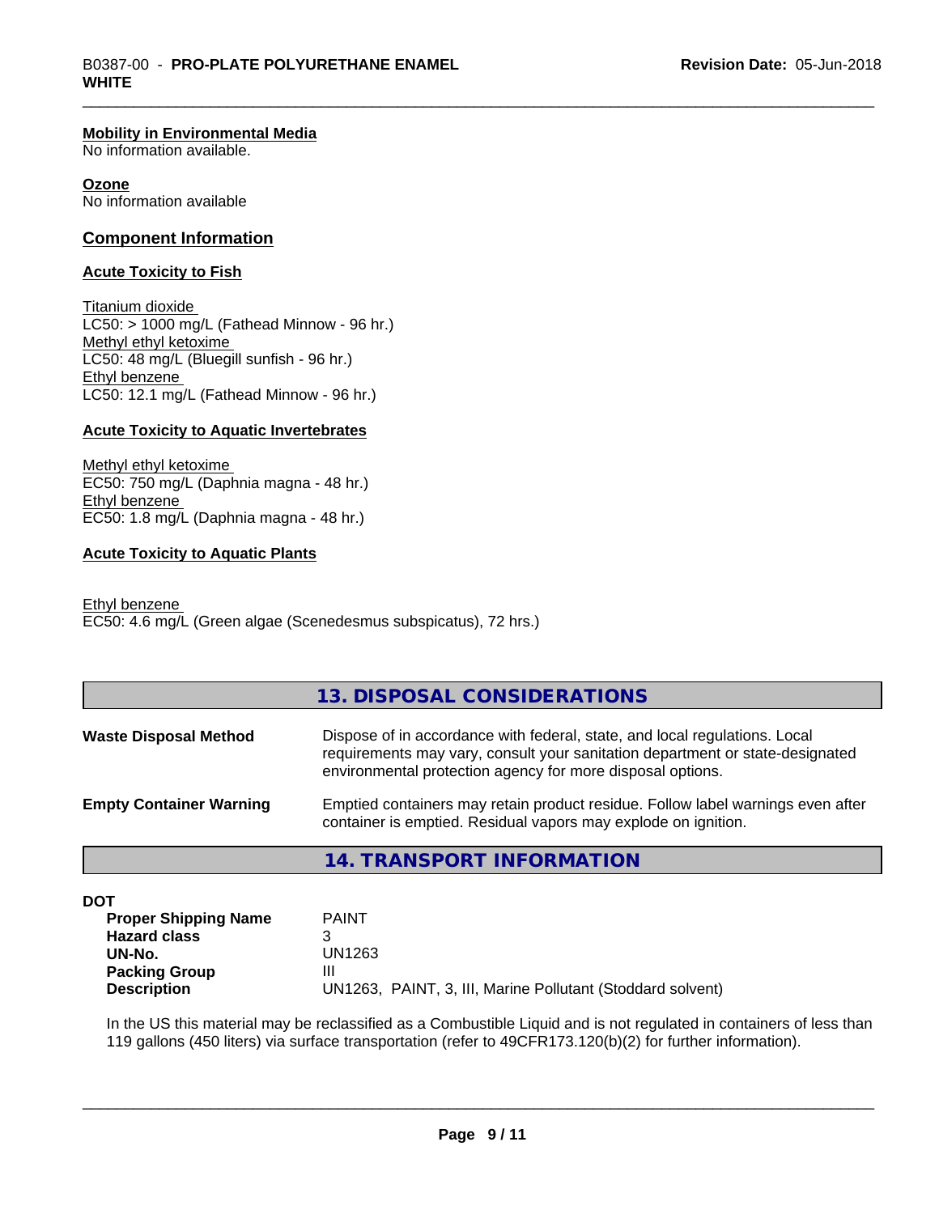**Mobility in Environmental Media**
No information available.

**Ozone**
No information available

## Component Information

### Acute Toxicity to Fish

Titanium dioxide
LC50: > 1000 mg/L (Fathead Minnow - 96 hr.)
Methyl ethyl ketoxime
LC50: 48 mg/L (Bluegill sunfish - 96 hr.)
Ethyl benzene
LC50: 12.1 mg/L (Fathead Minnow - 96 hr.)

### Acute Toxicity to Aquatic Invertebrates

Methyl ethyl ketoxime
EC50: 750 mg/L (Daphnia magna - 48 hr.)
Ethyl benzene
EC50: 1.8 mg/L (Daphnia magna - 48 hr.)

### Acute Toxicity to Aquatic Plants

Ethyl benzene
EC50: 4.6 mg/L (Green algae (Scenedesmus subspicatus), 72 hrs.)

## 13. DISPOSAL CONSIDERATIONS

**Waste Disposal Method**: Dispose of in accordance with federal, state, and local regulations. Local requirements may vary, consult your sanitation department or state-designated environmental protection agency for more disposal options.

**Empty Container Warning**: Emptied containers may retain product residue. Follow label warnings even after container is emptied. Residual vapors may explode on ignition.

## 14. TRANSPORT INFORMATION

**DOT**

| | |
|---|---|
| **Proper Shipping Name** | PAINT |
| **Hazard class** | 3 |
| **UN-No.** | UN1263 |
| **Packing Group** | III |
| **Description** | UN1263, PAINT, 3, III, Marine Pollutant (Stoddard solvent) |

In the US this material may be reclassified as a Combustible Liquid and is not regulated in containers of less than 119 gallons (450 liters) via surface transportation (refer to 49CFR173.120(b)(2) for further information).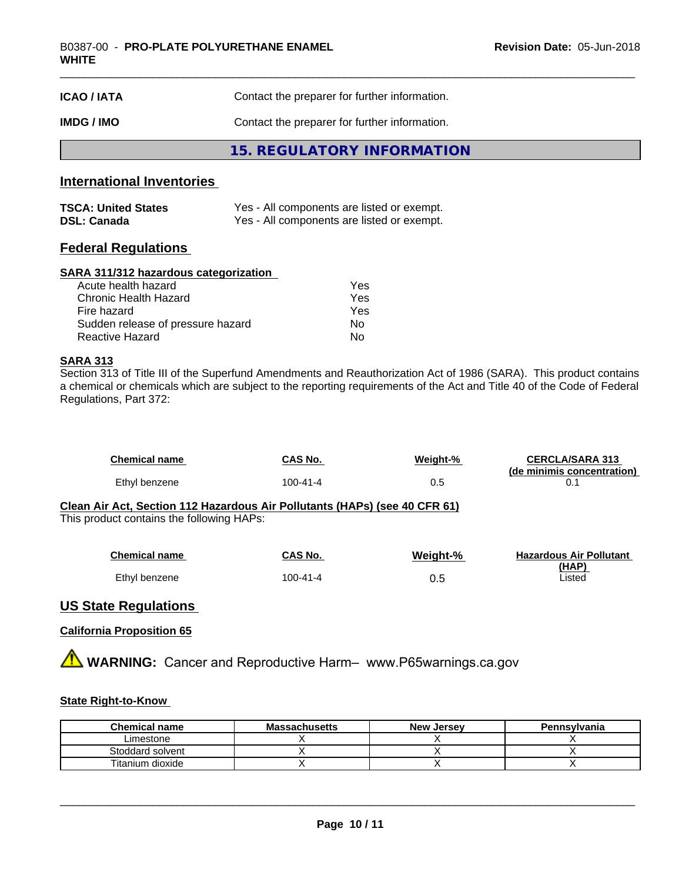| | |
|---|---|
| **ICAO / IATA** | Contact the preparer for further information. |
| **IMDG / IMO** | Contact the preparer for further information. |

## 15. REGULATORY INFORMATION

### International Inventories

| | |
|---|---|
| **TSCA: United States** | Yes - All components are listed or exempt. |
| **DSL: Canada** | Yes - All components are listed or exempt. |

### Federal Regulations

**SARA 311/312 hazardous categorization**

| | |
|---|---|
| Acute health hazard | Yes |
| Chronic Health Hazard | Yes |
| Fire hazard | Yes |
| Sudden release of pressure hazard | No |
| Reactive Hazard | No |

**SARA 313**

Section 313 of Title III of the Superfund Amendments and Reauthorization Act of 1986 (SARA). This product contains a chemical or chemicals which are subject to the reporting requirements of the Act and Title 40 of the Code of Federal Regulations, Part 372:

| Chemical name | CAS No. | Weight-% | CERCLA/SARA 313 (de minimis concentration) |
|---|---|---|---|
| Ethyl benzene | 100-41-4 | 0.5 | 0.1 |

**Clean Air Act, Section 112 Hazardous Air Pollutants (HAPs) (see 40 CFR 61)**

This product contains the following HAPs:

| Chemical name | CAS No. | Weight-% | Hazardous Air Pollutant (HAP) |
|---|---|---|---|
| Ethyl benzene | 100-41-4 | 0.5 | Listed |

### US State Regulations

**California Proposition 65**

⚠ **WARNING:** Cancer and Reproductive Harm– www.P65warnings.ca.gov

**State Right-to-Know**

| Chemical name | Massachusetts | New Jersey | Pennsylvania |
|---|---|---|---|
| Limestone | X | X | X |
| Stoddard solvent | X | X | X |
| Titanium dioxide | X | X | X |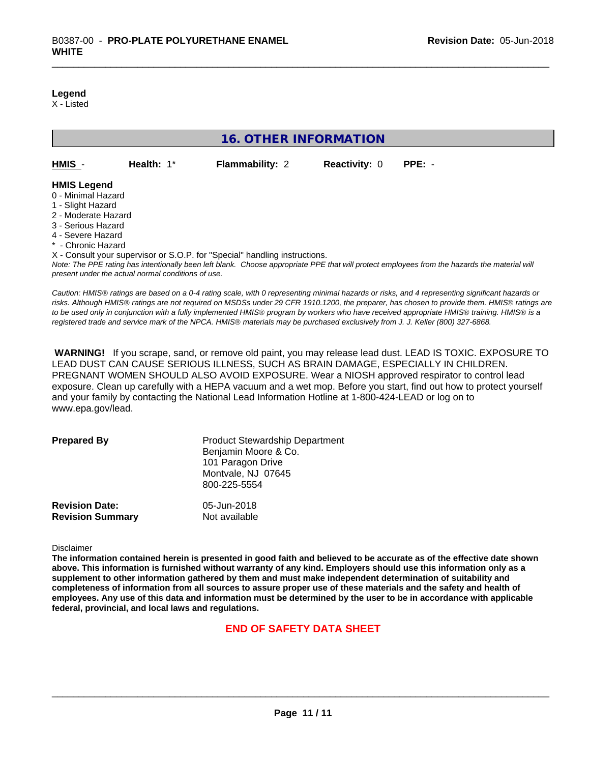**Legend**
X - Listed

## 16. OTHER INFORMATION

| | | | | |
|---|---|---|---|---|
| **HMIS** - | **Health:** 1* | **Flammability:** 2 | **Reactivity:** 0 | **PPE:** - |

**HMIS Legend**
0 - Minimal Hazard
1 - Slight Hazard
2 - Moderate Hazard
3 - Serious Hazard
4 - Severe Hazard
* - Chronic Hazard
X - Consult your supervisor or S.O.P. for "Special" handling instructions.
*Note: The PPE rating has intentionally been left blank. Choose appropriate PPE that will protect employees from the hazards the material will present under the actual normal conditions of use.*

*Caution: HMIS® ratings are based on a 0-4 rating scale, with 0 representing minimal hazards or risks, and 4 representing significant hazards or risks. Although HMIS® ratings are not required on MSDSs under 29 CFR 1910.1200, the preparer, has chosen to provide them. HMIS® ratings are to be used only in conjunction with a fully implemented HMIS® program by workers who have received appropriate HMIS® training. HMIS® is a registered trade and service mark of the NPCA. HMIS® materials may be purchased exclusively from J. J. Keller (800) 327-6868.*

**WARNING!** If you scrape, sand, or remove old paint, you may release lead dust. LEAD IS TOXIC. EXPOSURE TO LEAD DUST CAN CAUSE SERIOUS ILLNESS, SUCH AS BRAIN DAMAGE, ESPECIALLY IN CHILDREN. PREGNANT WOMEN SHOULD ALSO AVOID EXPOSURE. Wear a NIOSH approved respirator to control lead exposure. Clean up carefully with a HEPA vacuum and a wet mop. Before you start, find out how to protect yourself and your family by contacting the National Lead Information Hotline at 1-800-424-LEAD or log on to www.epa.gov/lead.

**Prepared By**
Product Stewardship Department
Benjamin Moore & Co.
101 Paragon Drive
Montvale, NJ 07645
800-225-5554

**Revision Date:** 05-Jun-2018
**Revision Summary** Not available

Disclaimer
**The information contained herein is presented in good faith and believed to be accurate as of the effective date shown above. This information is furnished without warranty of any kind. Employers should use this information only as a supplement to other information gathered by them and must make independent determination of suitability and completeness of information from all sources to assure proper use of these materials and the safety and health of employees. Any use of this data and information must be determined by the user to be in accordance with applicable federal, provincial, and local laws and regulations.**

**END OF SAFETY DATA SHEET**